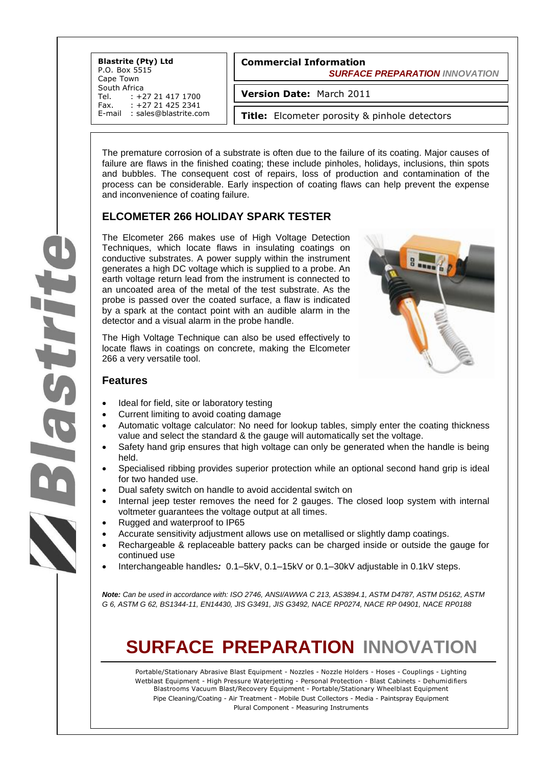**Blastrite (Pty) Ltd**
P.O. Box 5515
Cape Town
South Africa
Tel. : +27 21 417 1700
Fax. : +27 21 425 2341
E-mail : sales@blastrite.com

**Commercial Information**
***SURFACE PREPARATION** INNOVATION*

**Version Date:** March 2011

**Title:** Elcometer porosity & pinhole detectors

The premature corrosion of a substrate is often due to the failure of its coating. Major causes of failure are flaws in the finished coating; these include pinholes, holidays, inclusions, thin spots and bubbles. The consequent cost of repairs, loss of production and contamination of the process can be considerable. Early inspection of coating flaws can help prevent the expense and inconvenience of coating failure.

## ELCOMETER 266 HOLIDAY SPARK TESTER

The Elcometer 266 makes use of High Voltage Detection Techniques, which locate flaws in insulating coatings on conductive substrates. A power supply within the instrument generates a high DC voltage which is supplied to a probe. An earth voltage return lead from the instrument is connected to an uncoated area of the metal of the test substrate. As the probe is passed over the coated surface, a flaw is indicated by a spark at the contact point with an audible alarm in the detector and a visual alarm in the probe handle.

The High Voltage Technique can also be used effectively to locate flaws in coatings on concrete, making the Elcometer 266 a very versatile tool.

### Features

- Ideal for field, site or laboratory testing
- Current limiting to avoid coating damage
- Automatic voltage calculator: No need for lookup tables, simply enter the coating thickness value and select the standard & the gauge will automatically set the voltage.
- Safety hand grip ensures that high voltage can only be generated when the handle is being held.
- Specialised ribbing provides superior protection while an optional second hand grip is ideal for two handed use.
- Dual safety switch on handle to avoid accidental switch on
- Internal jeep tester removes the need for 2 gauges. The closed loop system with internal voltmeter guarantees the voltage output at all times.
- Rugged and waterproof to IP65
- Accurate sensitivity adjustment allows use on metallised or slightly damp coatings.
- Rechargeable & replaceable battery packs can be charged inside or outside the gauge for continued use
- Interchangeable handles*:* 0.1–5kV, 0.1–15kV or 0.1–30kV adjustable in 0.1kV steps.

***Note:** Can be used in accordance with: ISO 2746, ANSI/AWWA C 213, AS3894.1, ASTM D4787, ASTM D5162, ASTM G 6, ASTM G 62, BS1344-11, EN14430, JIS G3491, JIS G3492, NACE RP0274, NACE RP 04901, NACE RP0188*

# SURFACE PREPARATION INNOVATION

Portable/Stationary Abrasive Blast Equipment - Nozzles - Nozzle Holders - Hoses - Couplings - Lighting
Wetblast Equipment - High Pressure Waterjetting - Personal Protection - Blast Cabinets - Dehumidifiers
Blastrooms Vacuum Blast/Recovery Equipment - Portable/Stationary Wheelblast Equipment
Pipe Cleaning/Coating - Air Treatment - Mobile Dust Collectors - Media - Paintspray Equipment
Plural Component - Measuring Instruments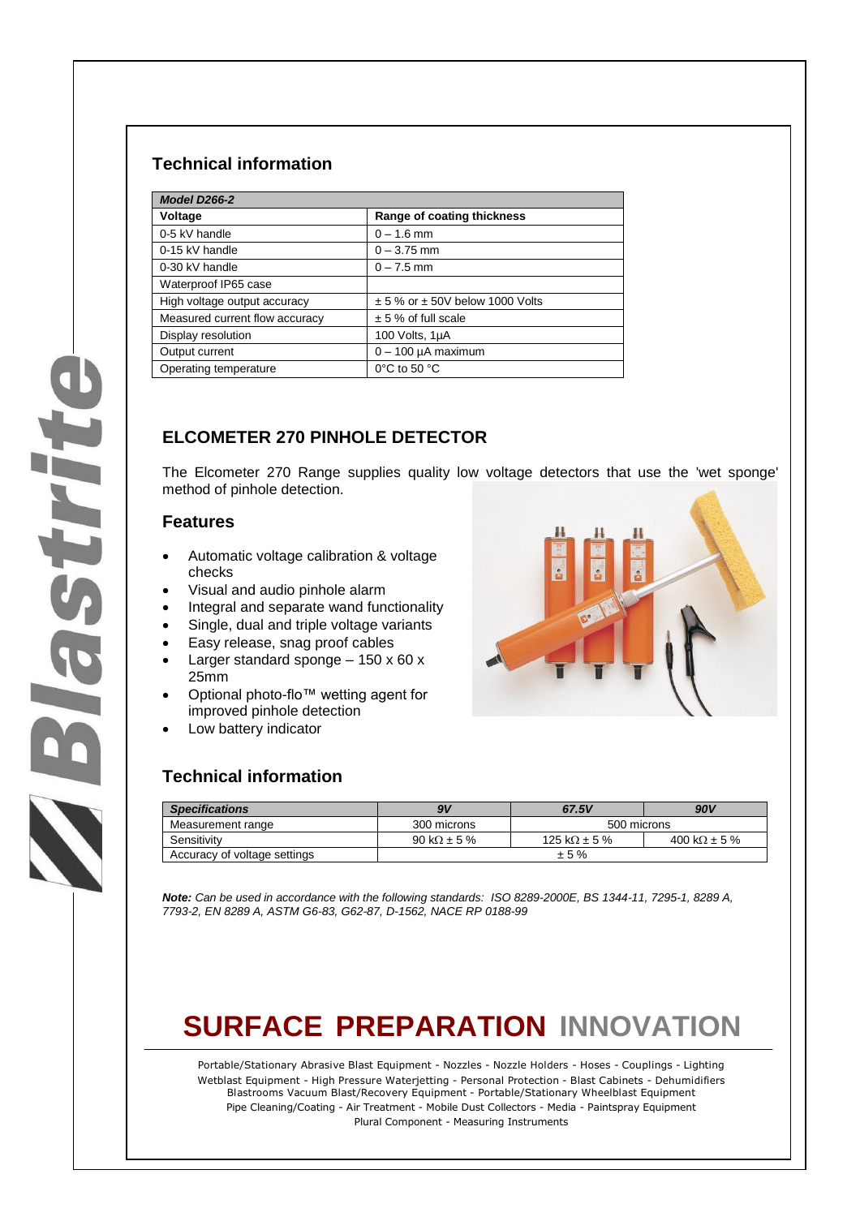## Technical information

| Model D266-2 | |
|---|---|
| **Voltage** | **Range of coating thickness** |
| 0-5 kV handle | 0 – 1.6 mm |
| 0-15 kV handle | 0 – 3.75 mm |
| 0-30 kV handle | 0 – 7.5 mm |
| Waterproof IP65 case | |
| High voltage output accuracy | ± 5 % or ± 50V below 1000 Volts |
| Measured current flow accuracy | ± 5 % of full scale |
| Display resolution | 100 Volts, 1µA |
| Output current | 0 – 100 µA maximum |
| Operating temperature | 0°C to 50 °C |

## ELCOMETER 270 PINHOLE DETECTOR

The Elcometer 270 Range supplies quality low voltage detectors that use the 'wet sponge' method of pinhole detection.

### Features

- Automatic voltage calibration & voltage checks
- Visual and audio pinhole alarm
- Integral and separate wand functionality
- Single, dual and triple voltage variants
- Easy release, snag proof cables
- Larger standard sponge – 150 x 60 x 25mm
- Optional photo-flo™ wetting agent for improved pinhole detection
- Low battery indicator

## Technical information

| Specifications | 9V | 67.5V | 90V |
|---|---|---|---|
| Measurement range | 300 microns | 500 microns | |
| Sensitivity | 90 kΩ ± 5 % | 125 kΩ ± 5 % | 400 kΩ ± 5 % |
| Accuracy of voltage settings | ± 5 % | | |

***Note:*** *Can be used in accordance with the following standards: ISO 8289-2000E, BS 1344-11, 7295-1, 8289 A, 7793-2, EN 8289 A, ASTM G6-83, G62-87, D-1562, NACE RP 0188-99*

# SURFACE PREPARATION INNOVATION

Portable/Stationary Abrasive Blast Equipment - Nozzles - Nozzle Holders - Hoses - Couplings - Lighting
Wetblast Equipment - High Pressure Waterjetting - Personal Protection - Blast Cabinets - Dehumidifiers
Blastrooms Vacuum Blast/Recovery Equipment - Portable/Stationary Wheelblast Equipment
Pipe Cleaning/Coating - Air Treatment - Mobile Dust Collectors - Media - Paintspray Equipment
Plural Component - Measuring Instruments